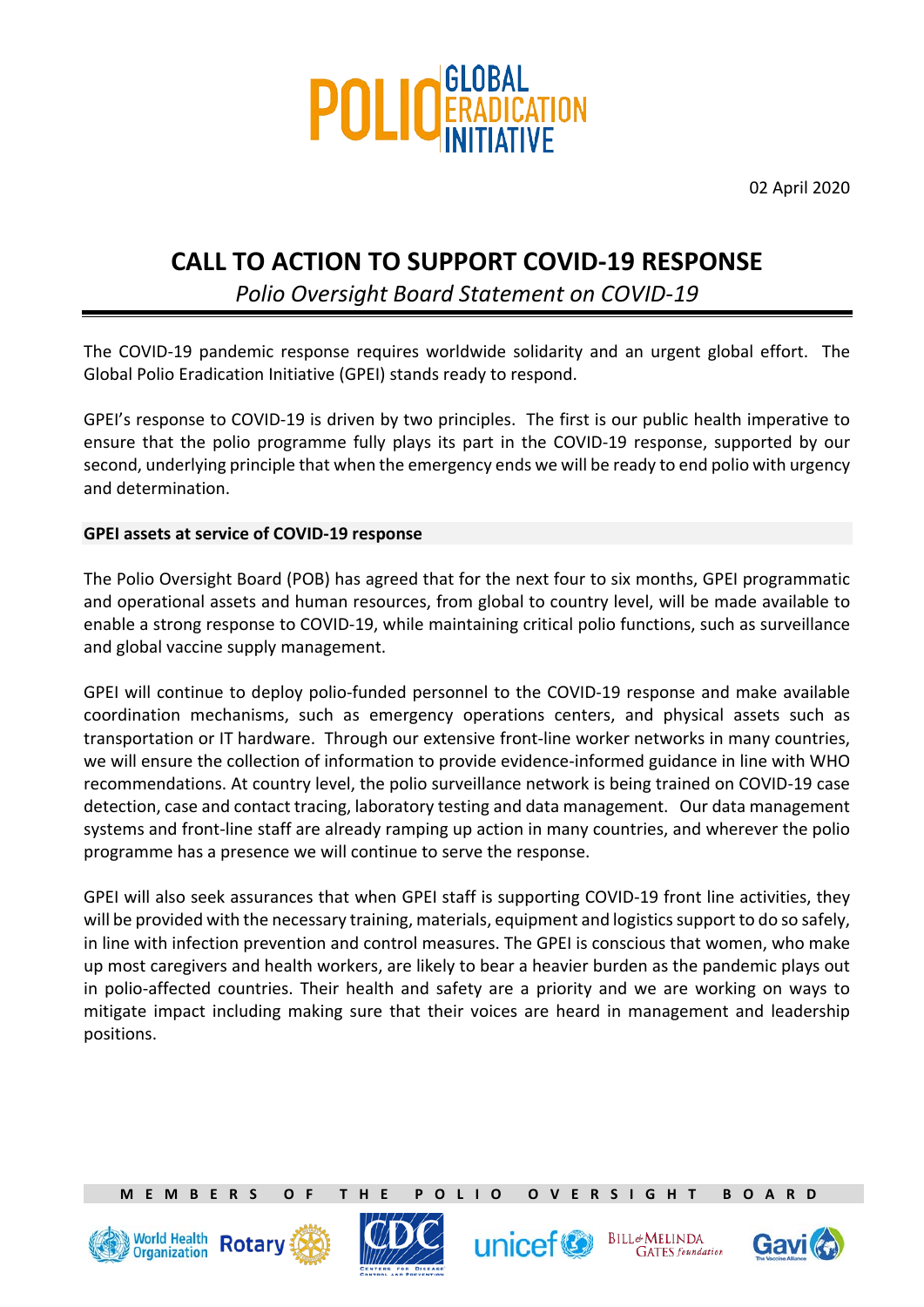POLIO GLOBAL ERADICATION INITIATIVE

02 April 2020

# CALL TO ACTION TO SUPPORT COVID-19 RESPONSE

*Polio Oversight Board Statement on COVID-19*

The COVID-19 pandemic response requires worldwide solidarity and an urgent global effort. The Global Polio Eradication Initiative (GPEI) stands ready to respond.

GPEI's response to COVID-19 is driven by two principles. The first is our public health imperative to ensure that the polio programme fully plays its part in the COVID-19 response, supported by our second, underlying principle that when the emergency ends we will be ready to end polio with urgency and determination.

**GPEI assets at service of COVID-19 response**

The Polio Oversight Board (POB) has agreed that for the next four to six months, GPEI programmatic and operational assets and human resources, from global to country level, will be made available to enable a strong response to COVID-19, while maintaining critical polio functions, such as surveillance and global vaccine supply management.

GPEI will continue to deploy polio-funded personnel to the COVID-19 response and make available coordination mechanisms, such as emergency operations centers, and physical assets such as transportation or IT hardware. Through our extensive front-line worker networks in many countries, we will ensure the collection of information to provide evidence-informed guidance in line with WHO recommendations. At country level, the polio surveillance network is being trained on COVID-19 case detection, case and contact tracing, laboratory testing and data management. Our data management systems and front-line staff are already ramping up action in many countries, and wherever the polio programme has a presence we will continue to serve the response.

GPEI will also seek assurances that when GPEI staff is supporting COVID-19 front line activities, they will be provided with the necessary training, materials, equipment and logistics support to do so safely, in line with infection prevention and control measures. The GPEI is conscious that women, who make up most caregivers and health workers, are likely to bear a heavier burden as the pandemic plays out in polio-affected countries. Their health and safety are a priority and we are working on ways to mitigate impact including making sure that their voices are heard in management and leadership positions.

MEMBERS OF THE POLIO OVERSIGHT BOARD

World Health Organization | Rotary | CDC | unicef | Bill & Melinda Gates foundation | Gavi The Vaccine Alliance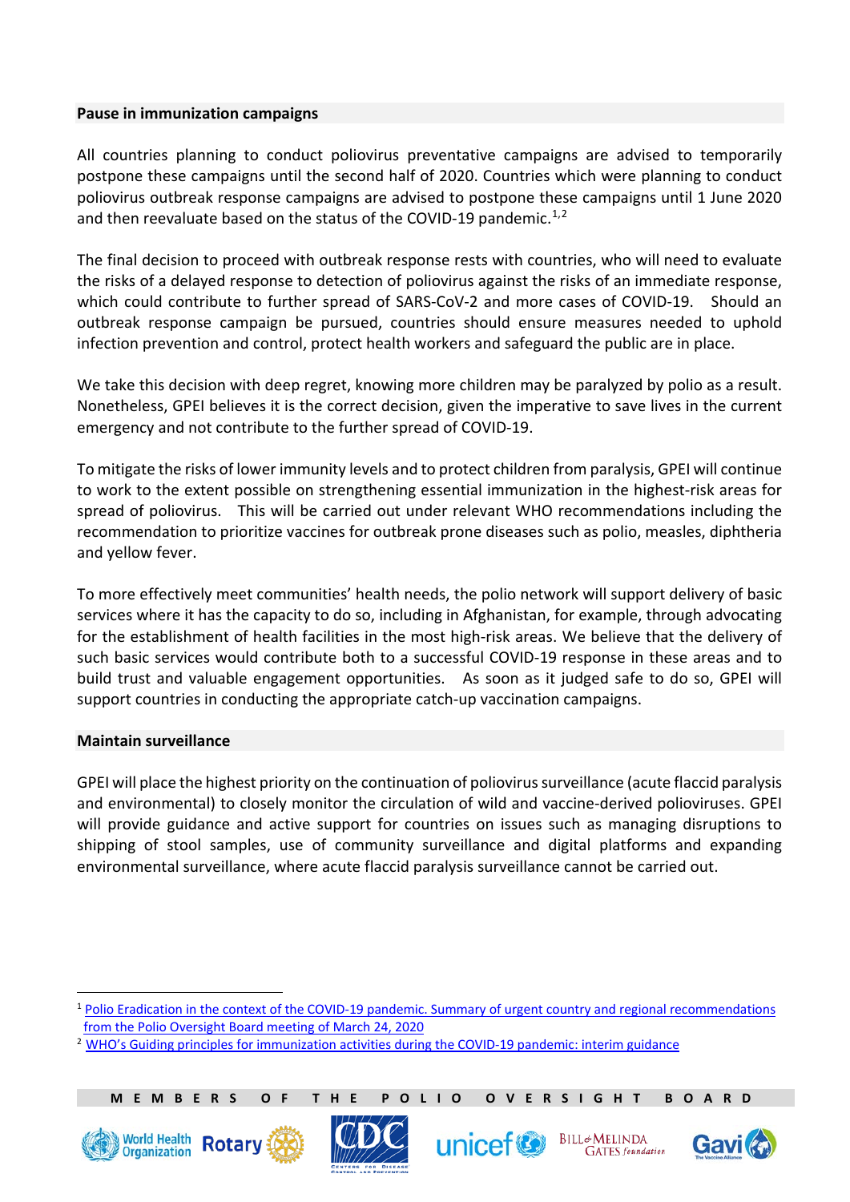## Pause in immunization campaigns

All countries planning to conduct poliovirus preventative campaigns are advised to temporarily postpone these campaigns until the second half of 2020. Countries which were planning to conduct poliovirus outbreak response campaigns are advised to postpone these campaigns until 1 June 2020 and then reevaluate based on the status of the COVID-19 pandemic.[1,2]

The final decision to proceed with outbreak response rests with countries, who will need to evaluate the risks of a delayed response to detection of poliovirus against the risks of an immediate response, which could contribute to further spread of SARS-CoV-2 and more cases of COVID-19. Should an outbreak response campaign be pursued, countries should ensure measures needed to uphold infection prevention and control, protect health workers and safeguard the public are in place.

We take this decision with deep regret, knowing more children may be paralyzed by polio as a result. Nonetheless, GPEI believes it is the correct decision, given the imperative to save lives in the current emergency and not contribute to the further spread of COVID-19.

To mitigate the risks of lower immunity levels and to protect children from paralysis, GPEI will continue to work to the extent possible on strengthening essential immunization in the highest-risk areas for spread of poliovirus. This will be carried out under relevant WHO recommendations including the recommendation to prioritize vaccines for outbreak prone diseases such as polio, measles, diphtheria and yellow fever.

To more effectively meet communities' health needs, the polio network will support delivery of basic services where it has the capacity to do so, including in Afghanistan, for example, through advocating for the establishment of health facilities in the most high-risk areas. We believe that the delivery of such basic services would contribute both to a successful COVID-19 response in these areas and to build trust and valuable engagement opportunities. As soon as it judged safe to do so, GPEI will support countries in conducting the appropriate catch-up vaccination campaigns.

## Maintain surveillance

GPEI will place the highest priority on the continuation of poliovirus surveillance (acute flaccid paralysis and environmental) to closely monitor the circulation of wild and vaccine-derived polioviruses. GPEI will provide guidance and active support for countries on issues such as managing disruptions to shipping of stool samples, use of community surveillance and digital platforms and expanding environmental surveillance, where acute flaccid paralysis surveillance cannot be carried out.

---

[1] Polio Eradication in the context of the COVID-19 pandemic. Summary of urgent country and regional recommendations from the Polio Oversight Board meeting of March 24, 2020

[2] WHO's Guiding principles for immunization activities during the COVID-19 pandemic: interim guidance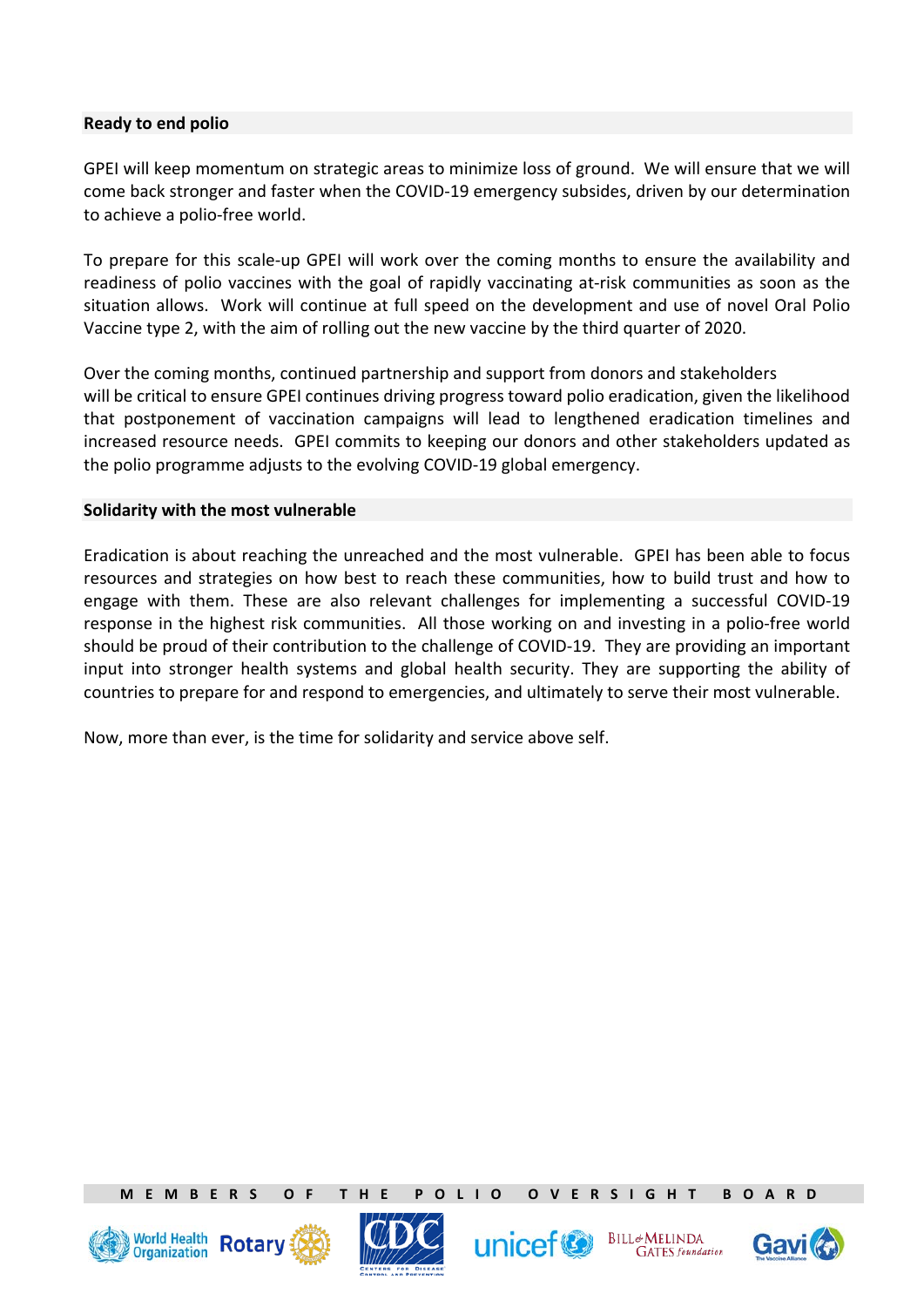## Ready to end polio

GPEI will keep momentum on strategic areas to minimize loss of ground. We will ensure that we will come back stronger and faster when the COVID-19 emergency subsides, driven by our determination to achieve a polio-free world.

To prepare for this scale-up GPEI will work over the coming months to ensure the availability and readiness of polio vaccines with the goal of rapidly vaccinating at-risk communities as soon as the situation allows. Work will continue at full speed on the development and use of novel Oral Polio Vaccine type 2, with the aim of rolling out the new vaccine by the third quarter of 2020.

Over the coming months, continued partnership and support from donors and stakeholders will be critical to ensure GPEI continues driving progress toward polio eradication, given the likelihood that postponement of vaccination campaigns will lead to lengthened eradication timelines and increased resource needs. GPEI commits to keeping our donors and other stakeholders updated as the polio programme adjusts to the evolving COVID-19 global emergency.

## Solidarity with the most vulnerable

Eradication is about reaching the unreached and the most vulnerable. GPEI has been able to focus resources and strategies on how best to reach these communities, how to build trust and how to engage with them. These are also relevant challenges for implementing a successful COVID-19 response in the highest risk communities. All those working on and investing in a polio-free world should be proud of their contribution to the challenge of COVID-19. They are providing an important input into stronger health systems and global health security. They are supporting the ability of countries to prepare for and respond to emergencies, and ultimately to serve their most vulnerable.

Now, more than ever, is the time for solidarity and service above self.

MEMBERS OF THE POLIO OVERSIGHT BOARD

World Health Organization | Rotary | CDC | unicef | Bill & Melinda Gates foundation | Gavi The Vaccine Alliance